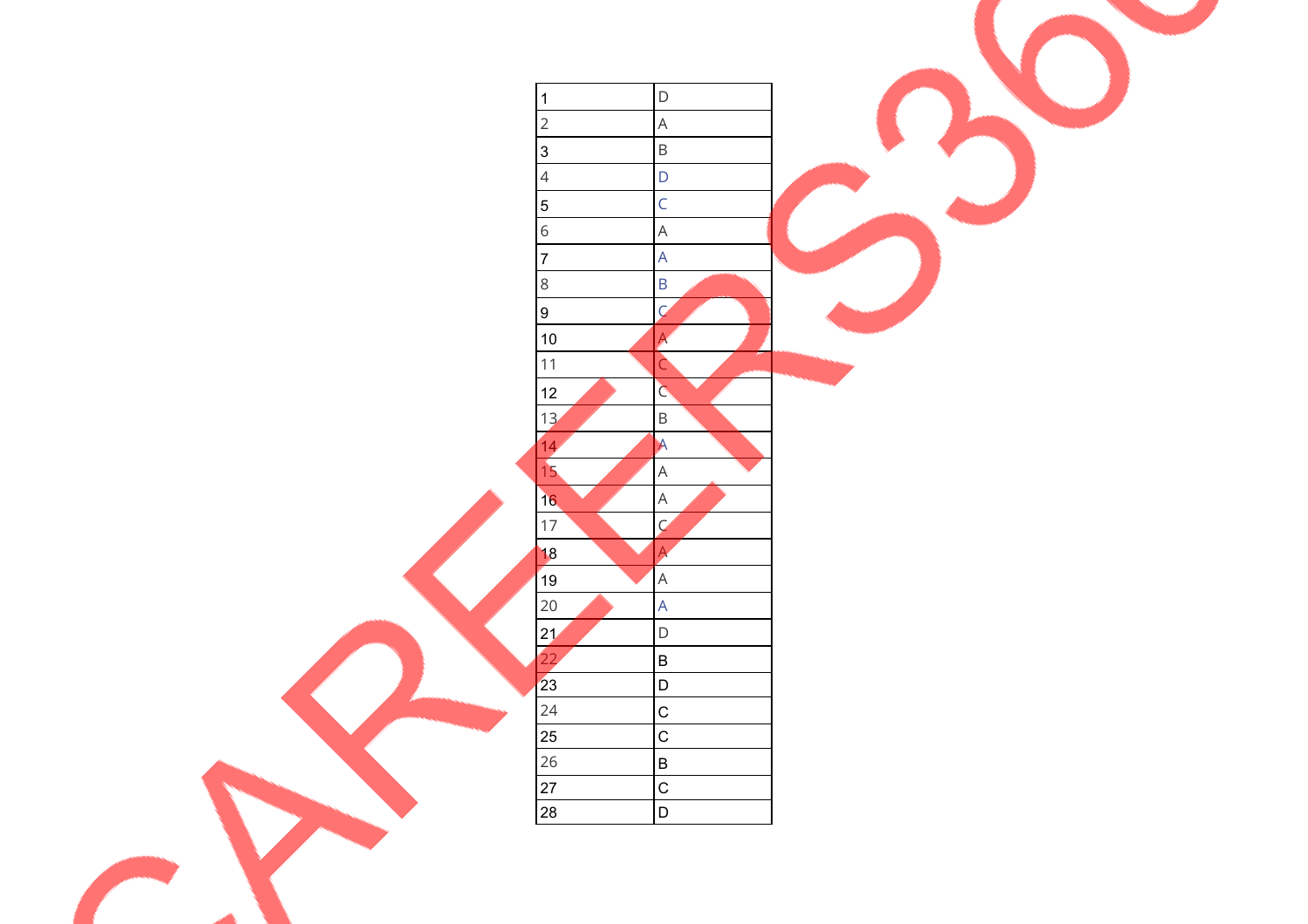| 1 | D |
|---|---|
| 2 | A |
| 3 | B |
| 4 | D |
| 5 | C |
| 6 | A |
| 7 | A |
| 8 | B |
| 9 | C |
| 10 | A |
| 11 | C |
| 12 | C |
| 13 | B |
| 14 | A |
| 15 | A |
| 16 | A |
| 17 | C |
| 18 | A |
| 19 | A |
| 20 | A |
| 21 | D |
| 22 | B |
| 23 | D |
| 24 | C |
| 25 | C |
| 26 | B |
| 27 | C |
| 28 | D |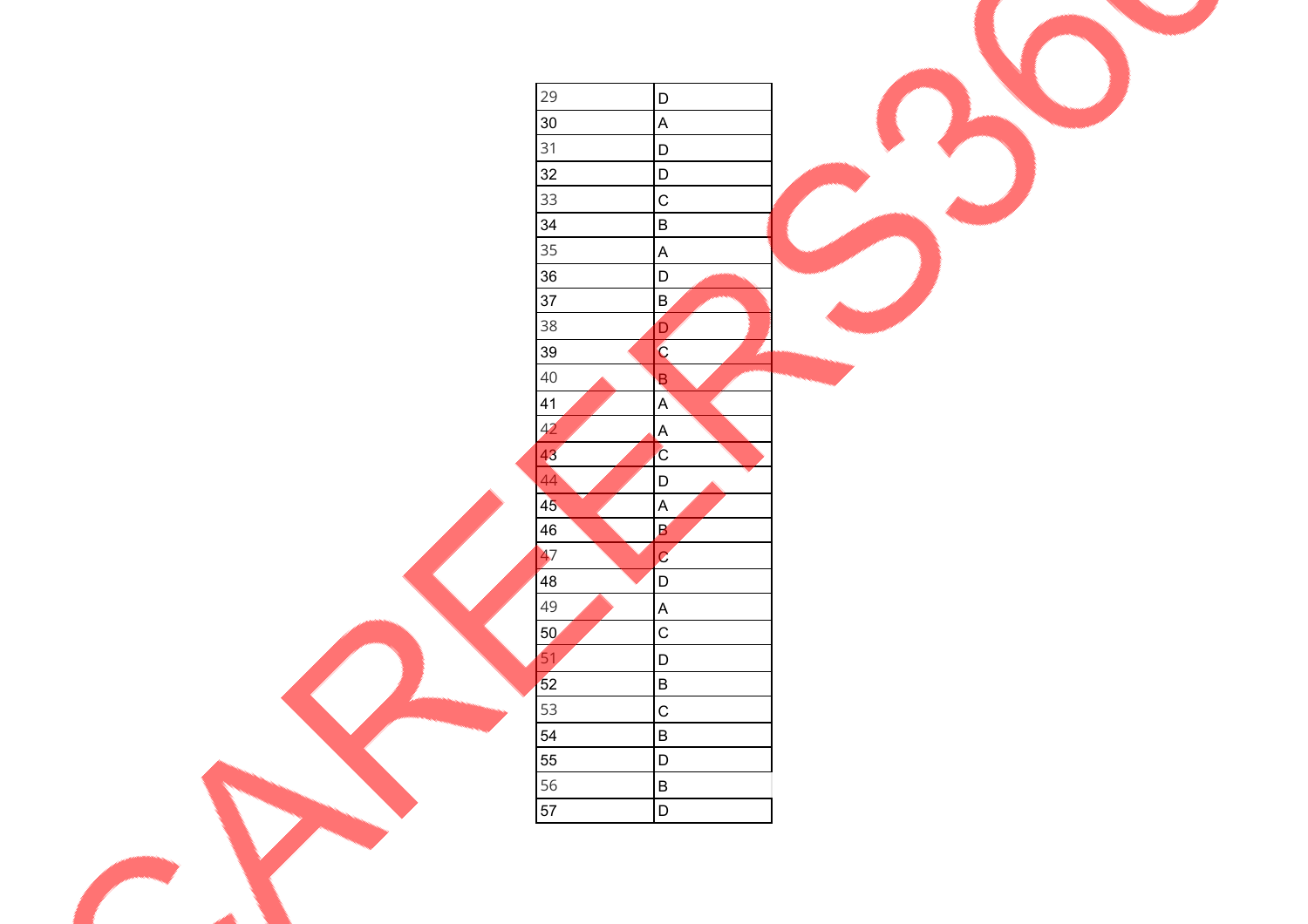| 29 | D |
|---|---|
| 30 | A |
| 31 | D |
| 32 | D |
| 33 | C |
| 34 | B |
| 35 | A |
| 36 | D |
| 37 | B |
| 38 | D |
| 39 | C |
| 40 | B |
| 41 | A |
| 42 | A |
| 43 | C |
| 44 | D |
| 45 | A |
| 46 | B |
| 47 | C |
| 48 | D |
| 49 | A |
| 50 | C |
| 51 | D |
| 52 | B |
| 53 | C |
| 54 | B |
| 55 | D |
| 56 | B |
| 57 | D |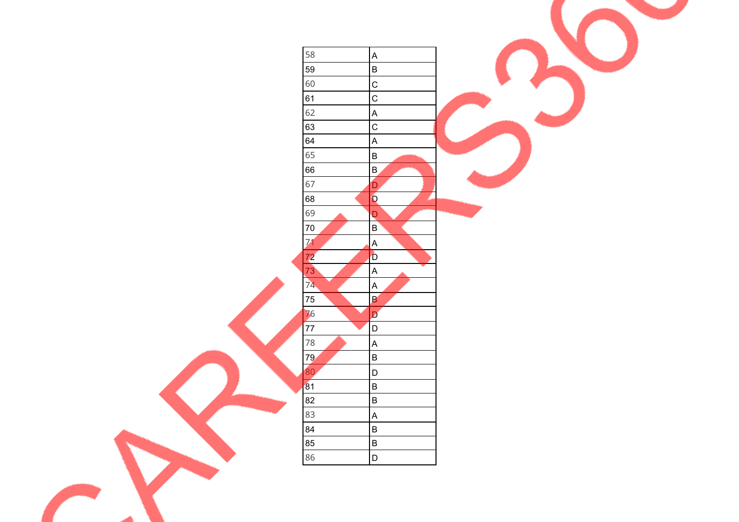| | |
|---|---|
| 58 | A |
| 59 | B |
| 60 | C |
| 61 | C |
| 62 | A |
| 63 | C |
| 64 | A |
| 65 | B |
| 66 | B |
| 67 | D |
| 68 | D |
| 69 | D |
| 70 | B |
| 71 | A |
| 72 | D |
| 73 | A |
| 74 | A |
| 75 | B |
| 76 | D |
| 77 | D |
| 78 | A |
| 79 | B |
| 80 | D |
| 81 | B |
| 82 | B |
| 83 | A |
| 84 | B |
| 85 | B |
| 86 | D |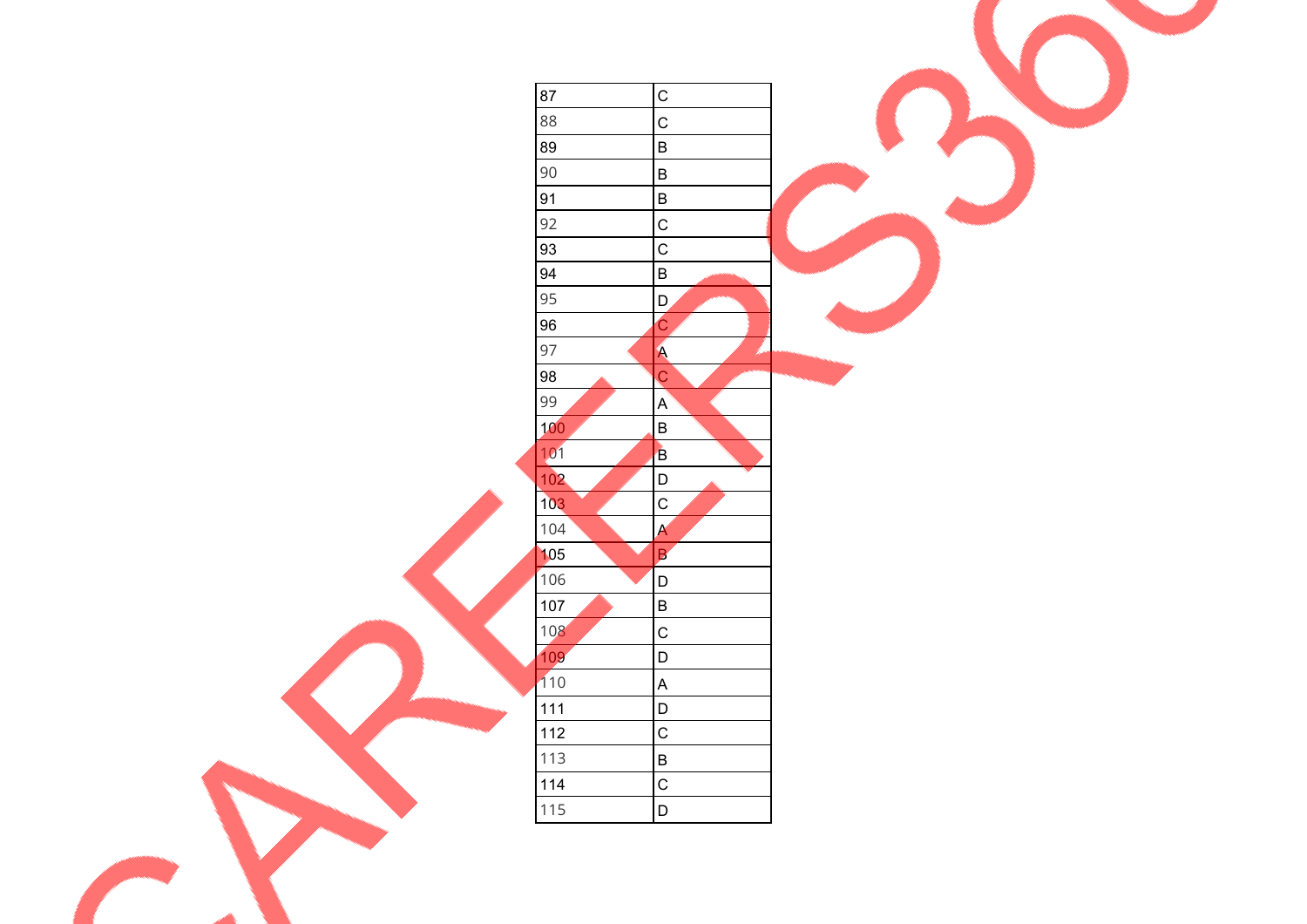| 87 | C |
|---|---|
| 88 | C |
| 89 | B |
| 90 | B |
| 91 | B |
| 92 | C |
| 93 | C |
| 94 | B |
| 95 | D |
| 96 | C |
| 97 | A |
| 98 | C |
| 99 | A |
| 100 | B |
| 101 | B |
| 102 | D |
| 103 | C |
| 104 | A |
| 105 | B |
| 106 | D |
| 107 | B |
| 108 | C |
| 109 | D |
| 110 | A |
| 111 | D |
| 112 | C |
| 113 | B |
| 114 | C |
| 115 | D |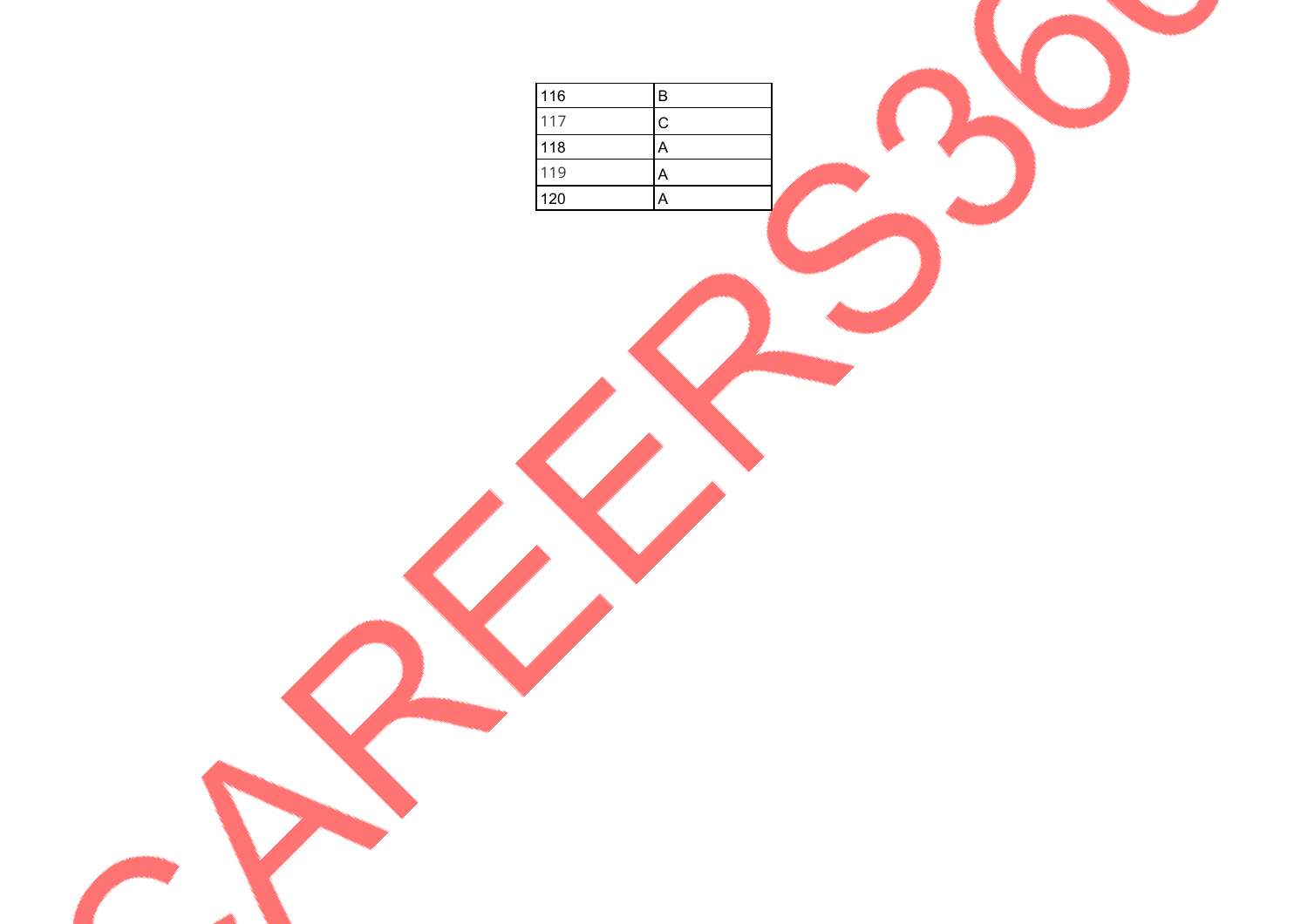| | |
|---|---|
| 116 | B |
| 117 | C |
| 118 | A |
| 119 | A |
| 120 | A |